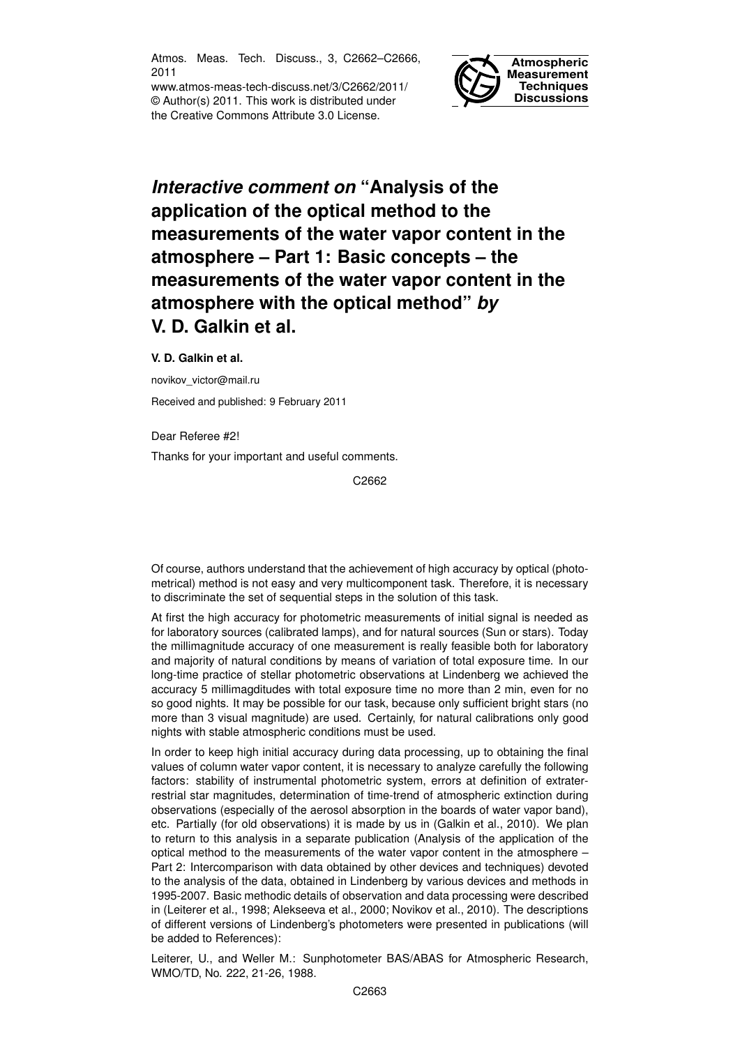# *Interactive comment on* "Analysis of the application of the optical method to the measurements of the water vapor content in the atmosphere – Part 1: Basic concepts – the measurements of the water vapor content in the atmosphere with the optical method" *by* V. D. Galkin et al.

**V. D. Galkin et al.**

novikov_victor@mail.ru

Received and published: 9 February 2011

Dear Referee #2!

Thanks for your importance and useful comments.

Of course, authors understand that the achievement of high accuracy by optical (photometrical) method is not easy and very multicomponent task. Therefore, it is necessary to discriminate the set of sequential steps in the solution of this task.

At first the high accuracy for photometric measurements of initial signal is needed as for laboratory sources (calibrated lamps), and for natural sources (Sun or stars). Today the millimagnitude accuracy of one measurement is really feasible both for laboratory and majority of natural conditions by means of variation of total exposure time. In our long-time practice of stellar photometric observations at Lindenberg we achieved the accuracy 5 millimagditudes with total exposure time no more than 2 min, even for no so good nights. It may be possible for our task, because only sufficient bright stars (no more than 3 visual magnitude) are used. Certainly, for natural calibrations only good nights with stable atmospheric conditions must be used.

In order to keep high initial accuracy during data processing, up to obtaining the final values of column water vapor content, it is necessary to analyze carefully the following factors: stability of instrumental photometric system, errors at definition of extraterrestrial star magnitudes, determination of time-trend of atmospheric extinction during observations (especially of the aerosol absorption in the boards of water vapor band), etc. Partially (for old observations) it is made by us in (Galkin et al., 2010). We plan to return to this analysis in a separate publication (Analysis of the application of the optical method to the measurements of the water vapor content in the atmosphere – Part 2: Intercomparison with data obtained by other devices and techniques) devoted to the analysis of the data, obtained in Lindenberg by various devices and methods in 1995-2007. Basic methodic details of observation and data processing were described in (Leiterer et al., 1998; Alekseeva et al., 2000; Novikov et al., 2010). The descriptions of different versions of Lindenberg's photometers were presented in publications (will be added to References):

Leiterer, U., and Weller M.: Sunphotometer BAS/ABAS for Atmospheric Research, WMO/TD, No. 222, 21-26, 1988.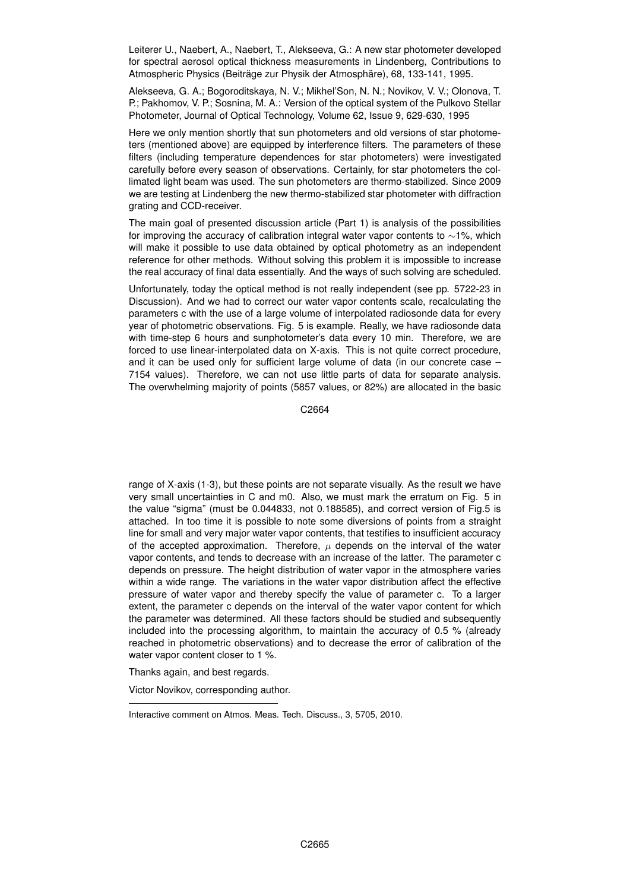Leiterer U., Naebert, A., Naebert, T., Alekseeva, G.: A new star photometer developed for spectral aerosol optical thickness measurements in Lindenberg, Contributions to Atmospheric Physics (Beiträge zur Physik der Atmosphäre), 68, 133-141, 1995.

Alekseeva, G. A.; Bogoroditskaya, N. V.; Mikhel'Son, N. N.; Novikov, V. V.; Olonova, T. P.; Pakhomov, V. P.; Sosnina, M. A.: Version of the optical system of the Pulkovo Stellar Photometer, Journal of Optical Technology, Volume 62, Issue 9, 629-630, 1995

Here we only mention shortly that sun photometers and old versions of star photometers (mentioned above) are equipped by interference filters. The parameters of these filters (including temperature dependences for star photometers) were investigated carefully before every season of observations. Certainly, for star photometers the collimated light beam was used. The sun photometers are thermo-stabilized. Since 2009 we are testing at Lindenberg the new thermo-stabilized star photometer with diffraction grating and CCD-receiver.

The main goal of presented discussion article (Part 1) is analysis of the possibilities for improving the accuracy of calibration integral water vapor contents to ∼1%, which will make it possible to use data obtained by optical photometry as an independent reference for other methods. Without solving this problem it is impossible to increase the real accuracy of final data essentially. And the ways of such solving are scheduled.

Unfortunately, today the optical method is not really independent (see pp. 5722-23 in Discussion). And we had to correct our water vapor contents scale, recalculating the parameters c with the use of a large volume of interpolated radiosonde data for every year of photometric observations. Fig. 5 is example. Really, we have radiosonde data with time-step 6 hours and sunphotometer's data every 10 min. Therefore, we are forced to use linear-interpolated data on X-axis. This is not quite correct procedure, and it can be used only for sufficient large volume of data (in our concrete case – 7154 values). Therefore, we can not use little parts of data for separate analysis. The overwhelming majority of points (5857 values, or 82%) are allocated in the basic range of X-axis (1-3), but these points are not separate visually. As the result we have very small uncertainties in C and m0. Also, we must mark the erratum on Fig. 5 in the value "sigma" (must be 0.044833, not 0.188585), and correct version of Fig.5 is attached. In too time it is possible to note some diversions of points from a straight line for small and very major water vapor contents, that testifies to insufficient accuracy of the accepted approximation. Therefore, $\mu$ depends on the interval of the water vapor contents, and tends to decrease with an increase of the latter. The parameter c depends on pressure. The height distribution of water vapor in the atmosphere varies within a wide range. The variations in the water vapor distribution affect the effective pressure of water vapor and thereby specify the value of parameter c. To a larger extent, the parameter c depends on the interval of the water vapor content for which the parameter was determined. All these factors should be studied and subsequently included into the processing algorithm, to maintain the accuracy of 0.5 % (already reached in photometric observations) and to decrease the error of calibration of the water vapor content closer to 1 %.

Thanks again, and best regards.

Victor Novikov, corresponding author.

---

Interactive comment on Atmos. Meas. Tech. Discuss., 3, 5705, 2010.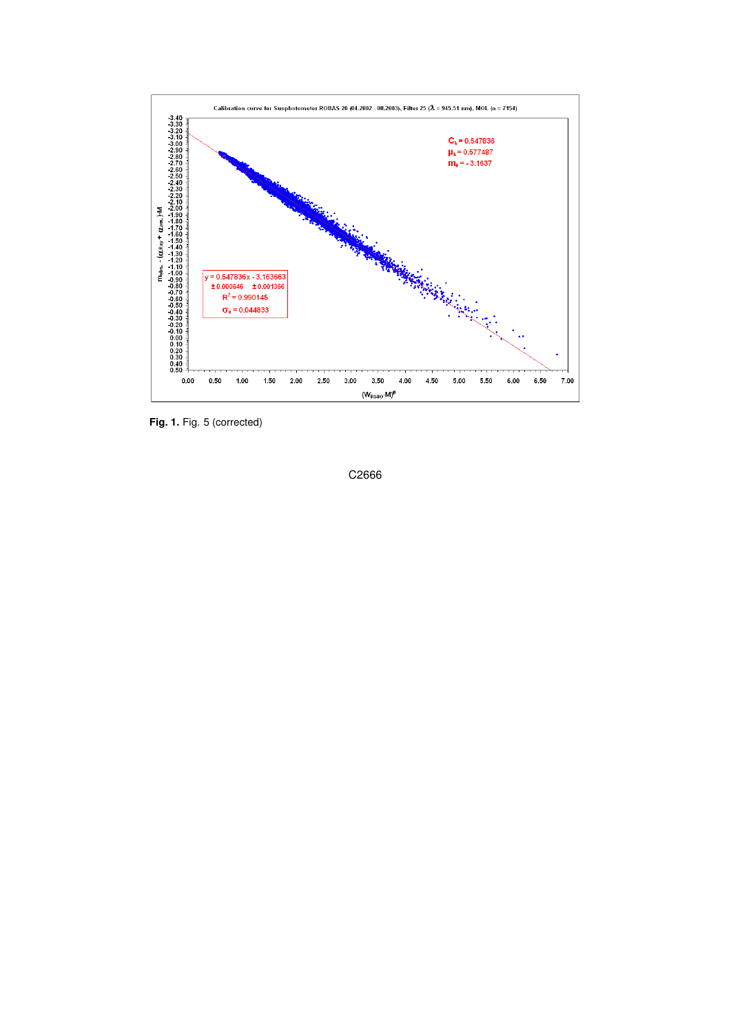Calibration curve for Sunphotometer ROBAS 20 (04.2002 - 08.2003), Filter 25 ($\lambda$ = 945.51 nm), MOL (n = 7154)

$C_\lambda$ = 0.547836

$\mu_\lambda$ = 0.577487

$m_0$ = - 3.1637

y = 0.547836x - 3.163663

± 0.000646 ± 0.001366

$R^2$ = 0.990145

$\sigma_0$ = 0.044833

$m_{obs.} - (\alpha_{Ray} + \alpha_{aer.}) \cdot M$

$(W_{RS80} \cdot M)^{\mu}$

-3.40 -3.30 -3.20 -3.10 -3.00 -2.90 -2.80 -2.70 -2.60 -2.50 -2.40 -2.30 -2.20 -2.10 -2.00 -1.90 -1.80 -1.70 -1.60 -1.50 -1.40 -1.30 -1.20 -1.10 -1.00 -0.90 -0.80 -0.70 -0.60 -0.50 -0.40 -0.30 -0.20 -0.10 0.00 0.10 0.20 0.30 0.40 0.50

0.00 0.50 1.00 1.50 2.00 2.50 3.00 3.50 4.00 4.50 5.00 5.50 6.00 6.50 7.00

**Fig. 1.** Fig. 5 (corrected)